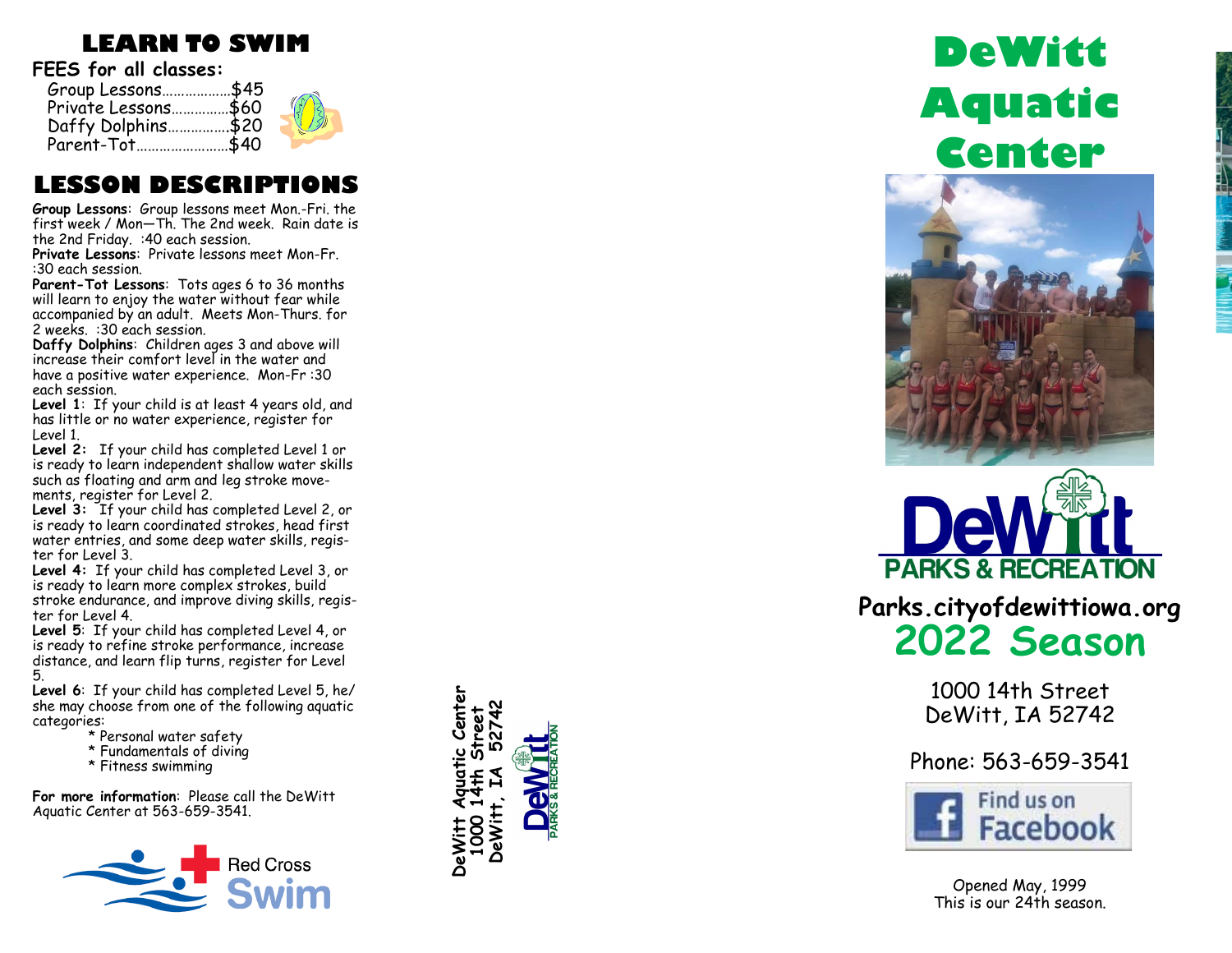# LEARN TO SWIM

**FEES for all classes:**

- Group Lessons..................$45
- Private Lessons...............$60
- Daffy Dolphins................$20
- Parent-Tot........................$40

## LESSON DESCRIPTIONS

**Group Lessons**: Group lessons meet Mon.-Fri. the first week / Mon—Th. The 2nd week. Rain date is the 2nd Friday. :40 each session.

**Private Lessons**: Private lessons meet Mon-Fr. :30 each session.

**Parent-Tot Lessons**: Tots ages 6 to 36 months will learn to enjoy the water without fear while accompanied by an adult. Meets Mon-Thurs. for 2 weeks. :30 each session.

**Daffy Dolphins**: Children ages 3 and above will increase their comfort level in the water and have a positive water experience. Mon-Fr :30 each session.

**Level 1**: If your child is at least 4 years old, and has little or no water experience, register for Level 1.

**Level 2:** If your child has completed Level 1 or is ready to learn independent shallow water skills such as floating and arm and leg stroke movements, register for Level 2.

**Level 3:** If your child has completed Level 2, or is ready to learn coordinated strokes, head first water entries, and some deep water skills, register for Level 3.

**Level 4:** If your child has completed Level 3, or is ready to learn more complex strokes, build stroke endurance, and improve diving skills, register for Level 4.

**Level 5**: If your child has completed Level 4, or is ready to refine stroke performance, increase distance, and learn flip turns, register for Level 5.

**Level 6**: If your child has completed Level 5, he/she may choose from one of the following aquatic categories:

* Personal water safety
* Fundamentals of diving
* Fitness swimming

**For more information**: Please call the DeWitt Aquatic Center at 563-659-3541.

Red Cross Swim

DeWitt Aquatic Center
1000 14th Street
DeWitt, IA 52742

DeWitt PARKS & RECREATION

# DeWitt Aquatic Center

DeWitt PARKS & RECREATION

**Parks.cityofdewittiowa.org**

## 2022 Season

1000 14th Street
DeWitt, IA 52742

Phone: 563-659-3541

Find us on Facebook

Opened May, 1999
This is our 24th season.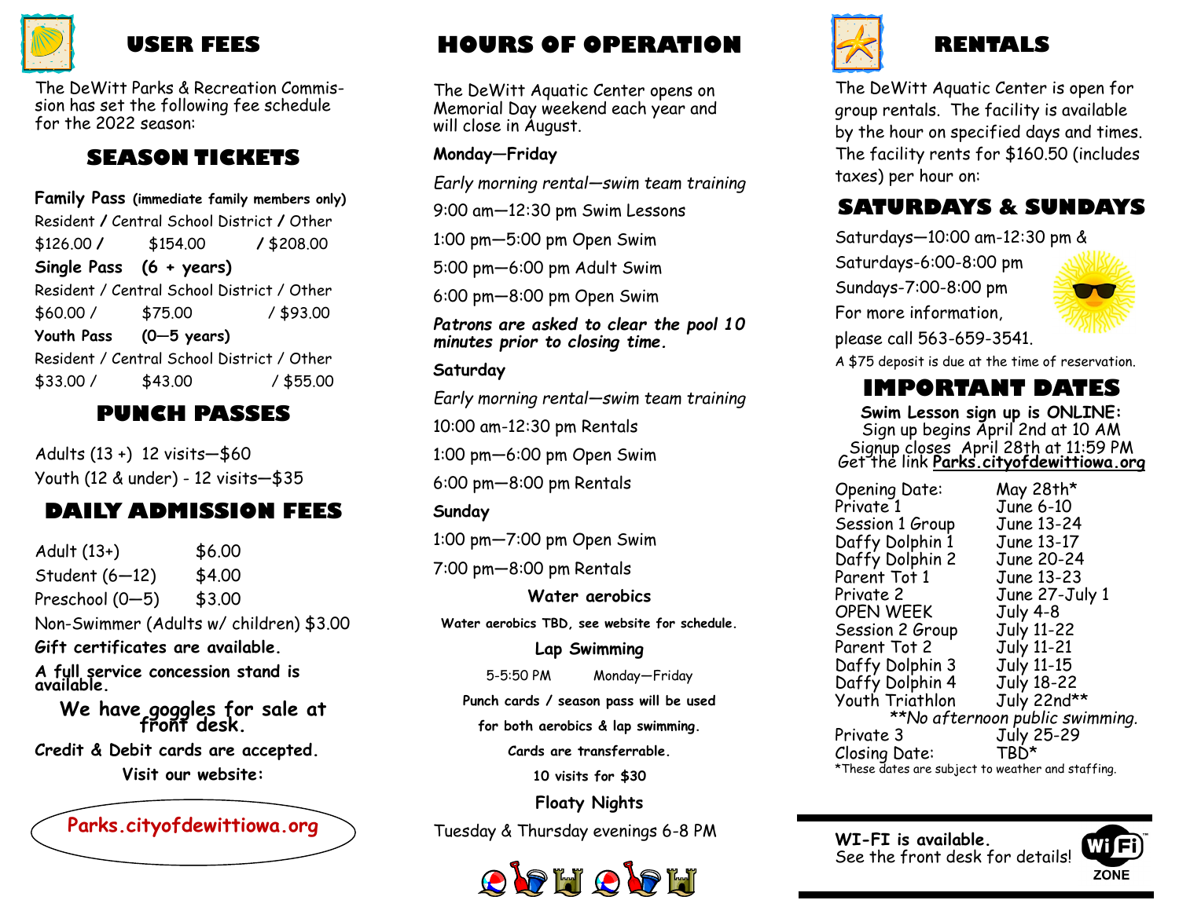# USER FEES

The DeWitt Parks & Recreation Commission has set the following fee schedule for the 2022 season:

## SEASON TICKETS

**Family Pass (immediate family members only)**
Resident / Central School District / Other
$126.00 / $154.00 / $208.00

**Single Pass (6 + years)**
Resident / Central School District / Other
$60.00 / $75.00 / $93.00

**Youth Pass (0—5 years)**
Resident / Central School District / Other
$33.00 / $43.00 / $55.00

## PUNCH PASSES

Adults (13 +) 12 visits—$60
Youth (12 & under) - 12 visits—$35

## DAILY ADMISSION FEES

| | |
|---|---|
| Adult (13+) | $6.00 |
| Student (6—12) | $4.00 |
| Preschool (0—5) | $3.00 |

Non-Swimmer (Adults w/ children) $3.00

**Gift certificates are available.**

**A full service concession stand is available.**

**We have goggles for sale at front desk.**

**Credit & Debit cards are accepted.**

**Visit our website:**

Parks.cityofdewittiowa.org

# HOURS OF OPERATION

The DeWitt Aquatic Center opens on Memorial Day weekend each year and will close in August.

**Monday—Friday**

*Early morning rental—swim team training*

9:00 am—12:30 pm Swim Lessons

1:00 pm—5:00 pm Open Swim

5:00 pm—6:00 pm Adult Swim

6:00 pm—8:00 pm Open Swim

***Patrons are asked to clear the pool 10 minutes prior to closing time.***

**Saturday**

*Early morning rental—swim team training*

10:00 am-12:30 pm Rentals

1:00 pm—6:00 pm Open Swim

6:00 pm—8:00 pm Rentals

**Sunday**

1:00 pm—7:00 pm Open Swim

7:00 pm—8:00 pm Rentals

**Water aerobics**

**Water aerobics TBD, see website for schedule.**

**Lap Swimming**

5-5:50 PM Monday—Friday

**Punch cards / season pass will be used for both aerobics & lap swimming.**

**Cards are transferrable.**

**10 visits for $30**

**Floaty Nights**

Tuesday & Thursday evenings 6-8 PM

# RENTALS

The DeWitt Aquatic Center is open for group rentals. The facility is available by the hour on specified days and times. The facility rents for $160.50 (includes taxes) per hour on:

## SATURDAYS & SUNDAYS

Saturdays—10:00 am-12:30 pm &
Saturdays-6:00-8:00 pm
Sundays-7:00-8:00 pm
For more information,
please call 563-659-3541.

A $75 deposit is due at the time of reservation.

## IMPORTANT DATES

**Swim Lesson sign up is ONLINE:**
Sign up begins April 2nd at 10 AM
Signup closes April 28th at 11:59 PM
Get the link **Parks.cityofdewittiowa.org**

| | |
|---|---|
| Opening Date: | May 28th* |
| Private 1 | June 6-10 |
| Session 1 Group | June 13-24 |
| Daffy Dolphin 1 | June 13-17 |
| Daffy Dolphin 2 | June 20-24 |
| Parent Tot 1 | June 13-23 |
| Private 2 | June 27-July 1 |
| OPEN WEEK | July 4-8 |
| Session 2 Group | July 11-22 |
| Parent Tot 2 | July 11-21 |
| Daffy Dolphin 3 | July 11-15 |
| Daffy Dolphin 4 | July 18-22 |
| Youth Triathlon | July 22nd** |

*\*\*No afternoon public swimming.*

| | |
|---|---|
| Private 3 | July 25-29 |
| Closing Date: | TBD* |

*These dates are subject to weather and staffing.

**WI-FI is available.**
See the front desk for details!